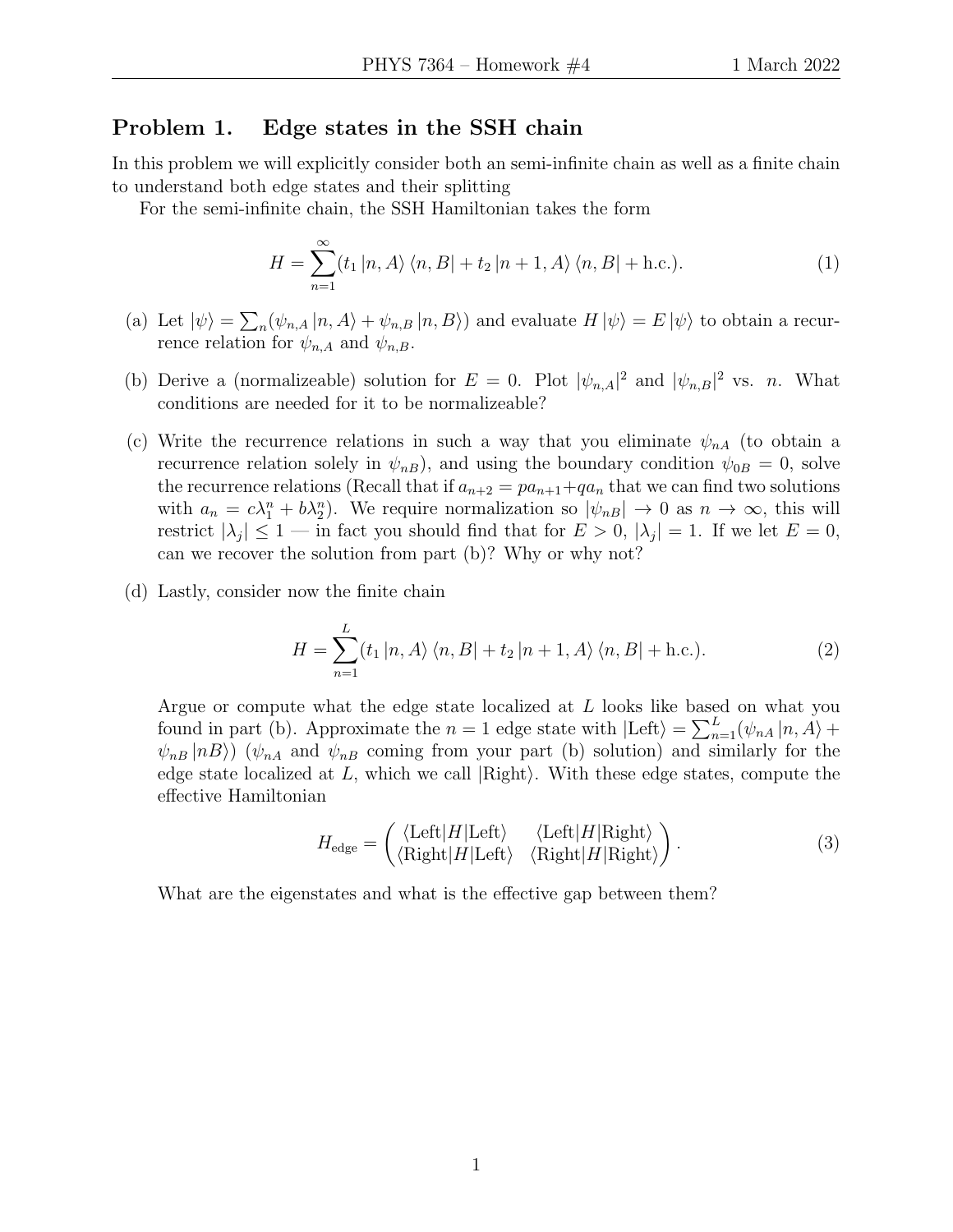## Problem 1. Edge states in the SSH chain

In this problem we will explicitly consider both an semi-infinite chain as well as a finite chain to understand both edge states and their splitting

For the semi-infinite chain, the SSH Hamiltonian takes the form

$$H = \sum_{n=1}^{\infty} (t_1 |n, A\rangle \langle n, B| + t_2 |n+1, A\rangle \langle n, B| + \text{h.c.}). \tag{1}$$

(a) Let $|\psi\rangle = \sum_n (\psi_{n,A} |n, A\rangle + \psi_{n,B} |n, B\rangle)$ and evaluate $H |\psi\rangle = E |\psi\rangle$ to obtain a recurrence relation for $\psi_{n,A}$ and $\psi_{n,B}$.

(b) Derive a (normalizeable) solution for $E = 0$. Plot $|\psi_{n,A}|^2$ and $|\psi_{n,B}|^2$ vs. $n$. What conditions are needed for it to be normalizeable?

(c) Write the recurrence relations in such a way that you eliminate $\psi_{nA}$ (to obtain a recurrence relation solely in $\psi_{nB}$), and using the boundary condition $\psi_{0B} = 0$, solve the recurrence relations (Recall that if $a_{n+2} = pa_{n+1} + qa_n$ that we can find two solutions with $a_n = c\lambda_1^n + b\lambda_2^n$). We require normalization so $|\psi_{nB}| \to 0$ as $n \to \infty$, this will restrict $|\lambda_j| \leq 1$ — in fact you should find that for $E > 0$, $|\lambda_j| = 1$. If we let $E = 0$, can we recover the solution from part (b)? Why or why not?

(d) Lastly, consider now the finite chain

$$H = \sum_{n=1}^{L} (t_1 |n, A\rangle \langle n, B| + t_2 |n+1, A\rangle \langle n, B| + \text{h.c.}). \tag{2}$$

Argue or compute what the edge state localized at $L$ looks like based on what you found in part (b). Approximate the $n = 1$ edge state with $|\text{Left}\rangle = \sum_{n=1}^{L} (\psi_{nA} |n, A\rangle + \psi_{nB} |nB\rangle)$ ($\psi_{nA}$ and $\psi_{nB}$ coming from your part (b) solution) and similarly for the edge state localized at $L$, which we call $|\text{Right}\rangle$. With these edge states, compute the effective Hamiltonian

$$H_{\text{edge}} = \begin{pmatrix} \langle \text{Left}|H|\text{Left}\rangle & \langle \text{Left}|H|\text{Right}\rangle \\ \langle \text{Right}|H|\text{Left}\rangle & \langle \text{Right}|H|\text{Right}\rangle \end{pmatrix}. \tag{3}$$

What are the eigenstates and what is the effective gap between them?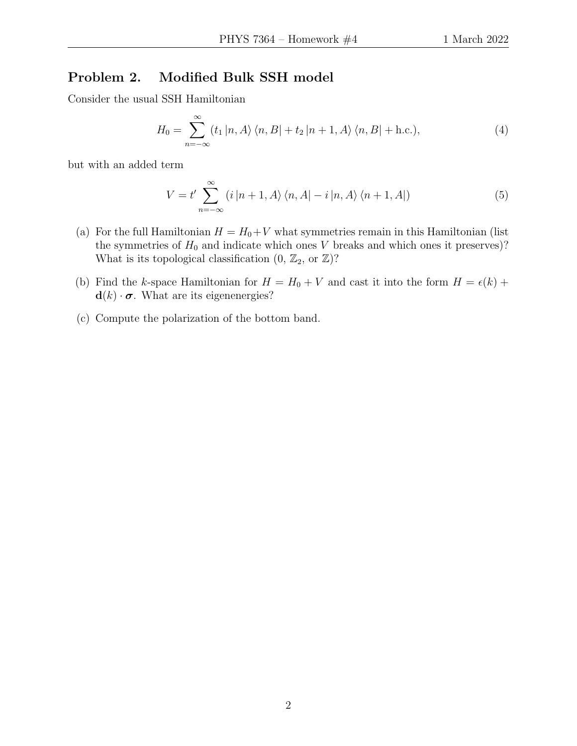## Problem 2. Modified Bulk SSH model

Consider the usual SSH Hamiltonian

$$H_0 = \sum_{n=-\infty}^{\infty} (t_1 |n, A\rangle \langle n, B| + t_2 |n+1, A\rangle \langle n, B| + \text{h.c.}), \tag{4}$$

but with an added term

$$V = t' \sum_{n=-\infty}^{\infty} (i |n+1, A\rangle \langle n, A| - i |n, A\rangle \langle n+1, A|) \tag{5}$$

(a) For the full Hamiltonian $H = H_0 + V$ what symmetries remain in this Hamiltonian (list the symmetries of $H_0$ and indicate which ones $V$ breaks and which ones it preserves)? What is its topological classification (0, $\mathbb{Z}_2$, or $\mathbb{Z}$)?

(b) Find the $k$-space Hamiltonian for $H = H_0 + V$ and cast it into the form $H = \epsilon(k) + \mathbf{d}(k) \cdot \boldsymbol{\sigma}$. What are its eigenenergies?

(c) Compute the polarization of the bottom band.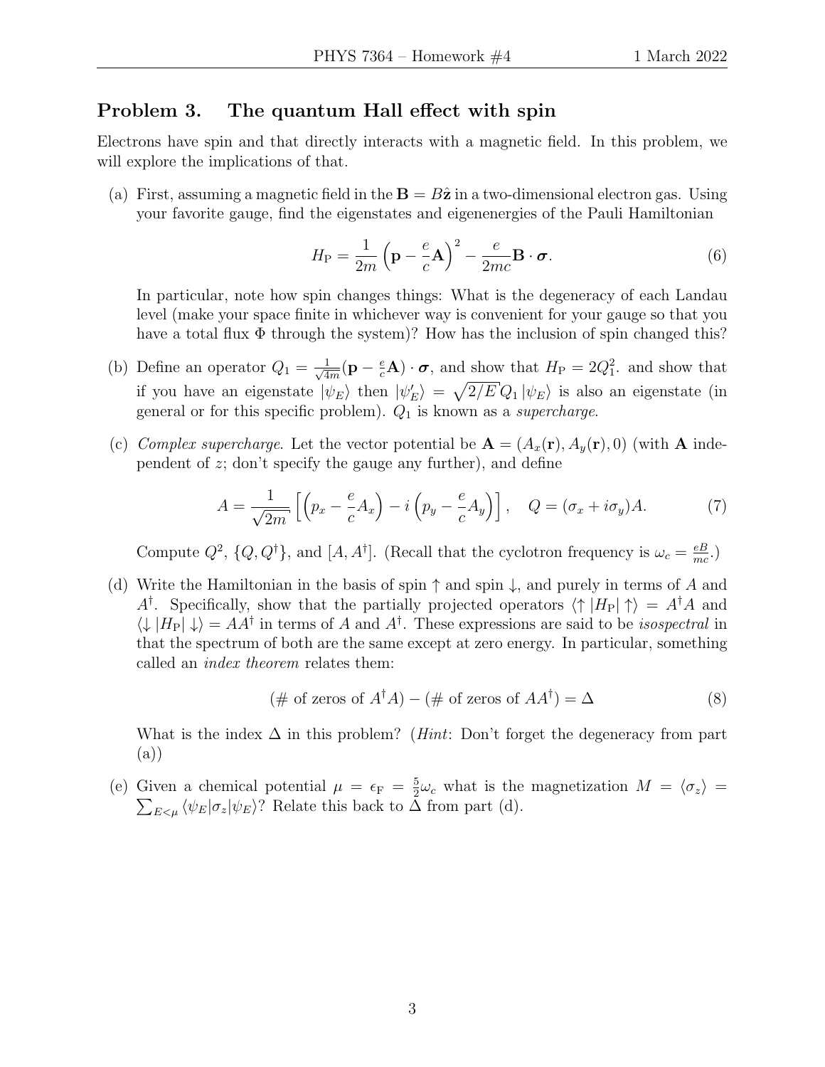## Problem 3. The quantum Hall effect with spin

Electrons have spin and that directly interacts with a magnetic field. In this problem, we will explore the implications of that.

(a) First, assuming a magnetic field in the $\mathbf{B} = B\hat{\mathbf{z}}$ in a two-dimensional electron gas. Using your favorite gauge, find the eigenstates and eigenenergies of the Pauli Hamiltonian

$$H_{\mathrm{P}} = \frac{1}{2m}\left(\mathbf{p} - \frac{e}{c}\mathbf{A}\right)^2 - \frac{e}{2mc}\mathbf{B}\cdot\boldsymbol{\sigma}. \tag{6}$$

In particular, note how spin changes things: What is the degeneracy of each Landau level (make your space finite in whichever way is convenient for your gauge so that you have a total flux $\Phi$ through the system)? How has the inclusion of spin changed this?

(b) Define an operator $Q_1 = \frac{1}{\sqrt{4m}}(\mathbf{p} - \frac{e}{c}\mathbf{A})\cdot\boldsymbol{\sigma}$, and show that $H_{\mathrm{P}} = 2Q_1^2$. and show that if you have an eigenstate $|\psi_E\rangle$ then $|\psi_E'\rangle = \sqrt{2/E}\,Q_1|\psi_E\rangle$ is also an eigenstate (in general or for this specific problem). $Q_1$ is known as a *supercharge*.

(c) *Complex supercharge*. Let the vector potential be $\mathbf{A} = (A_x(\mathbf{r}), A_y(\mathbf{r}), 0)$ (with $\mathbf{A}$ independent of $z$; don't specify the gauge any further), and define

$$A = \frac{1}{\sqrt{2m}}\left[\left(p_x - \frac{e}{c}A_x\right) - i\left(p_y - \frac{e}{c}A_y\right)\right], \quad Q = (\sigma_x + i\sigma_y)A. \tag{7}$$

Compute $Q^2$, $\{Q, Q^\dagger\}$, and $[A, A^\dagger]$. (Recall that the cyclotron frequency is $\omega_c = \frac{eB}{mc}$.)

(d) Write the Hamiltonian in the basis of spin $\uparrow$ and spin $\downarrow$, and purely in terms of $A$ and $A^\dagger$. Specifically, show that the partially projected operators $\langle\uparrow|H_{\mathrm{P}}|\uparrow\rangle = A^\dagger A$ and $\langle\downarrow|H_{\mathrm{P}}|\downarrow\rangle = AA^\dagger$ in terms of $A$ and $A^\dagger$. These expressions are said to be *isospectral* in that the spectrum of both are the same except at zero energy. In particular, something called an *index theorem* relates them:

$$(\#\text{ of zeros of } A^\dagger A) - (\#\text{ of zeros of } AA^\dagger) = \Delta \tag{8}$$

What is the index $\Delta$ in this problem? (*Hint*: Don't forget the degeneracy from part (a))

(e) Given a chemical potential $\mu = \epsilon_{\mathrm{F}} = \frac{5}{2}\omega_c$ what is the magnetization $M = \langle\sigma_z\rangle = \sum_{E<\mu}\langle\psi_E|\sigma_z|\psi_E\rangle$? Relate this back to $\Delta$ from part (d).